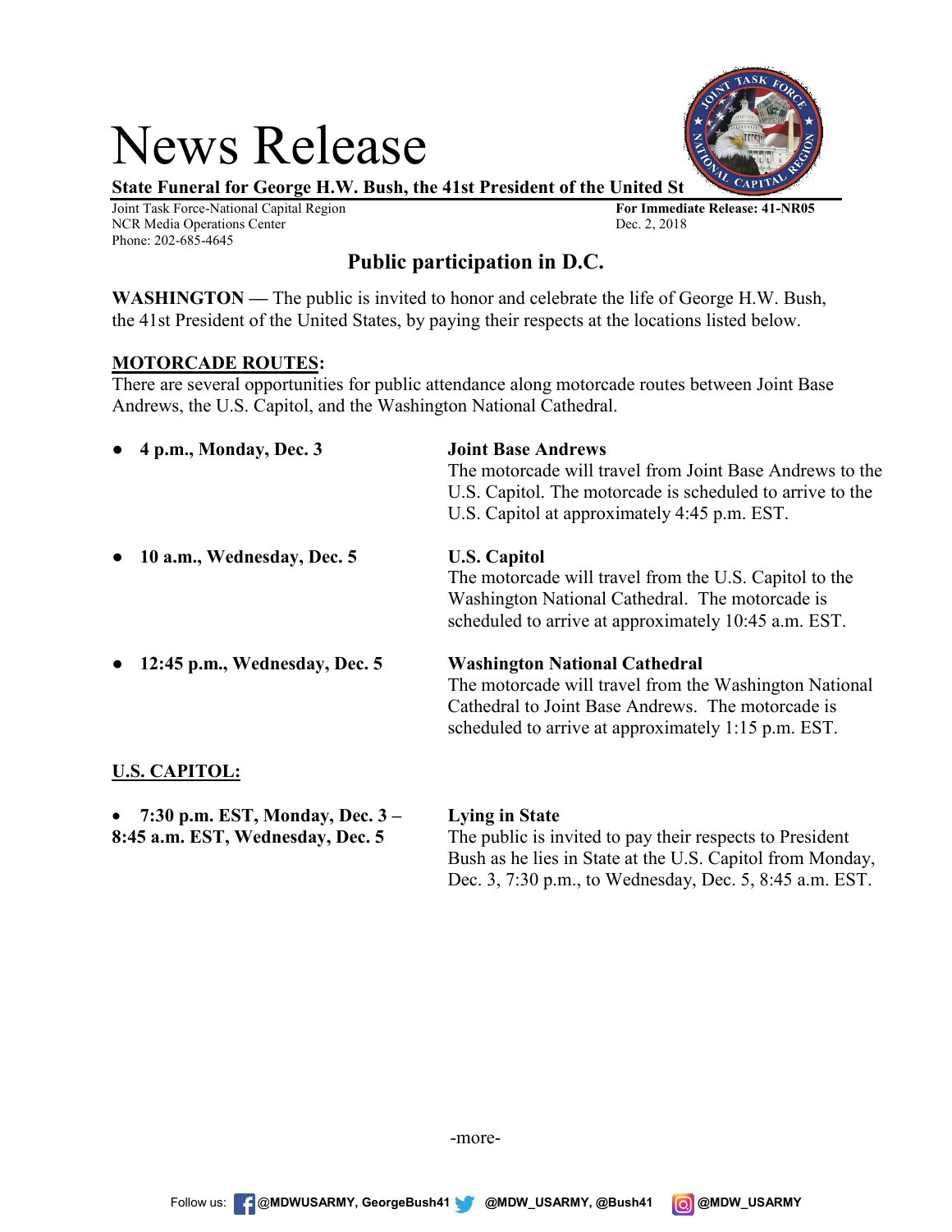# News Release

**State Funeral for George H.W. Bush, the 41st President of the United St**

Joint Task Force-National Capital Region
NCR Media Operations Center
Phone: 202-685-4645

**For Immediate Release: 41-NR05**
Dec. 2, 2018

## Public participation in D.C.

**WASHINGTON —** The public is invited to honor and celebrate the life of George H.W. Bush, the 41st President of the United States, by paying their respects at the locations listed below.

**MOTORCADE ROUTES:**

There are several opportunities for public attendance along motorcade routes between Joint Base Andrews, the U.S. Capitol, and the Washington National Cathedral.

- **4 p.m., Monday, Dec. 3**

  **Joint Base Andrews**
  The motorcade will travel from Joint Base Andrews to the U.S. Capitol. The motorcade is scheduled to arrive to the U.S. Capitol at approximately 4:45 p.m. EST.

- **10 a.m., Wednesday, Dec. 5**

  **U.S. Capitol**
  The motorcade will travel from the U.S. Capitol to the Washington National Cathedral. The motorcade is scheduled to arrive at approximately 10:45 a.m. EST.

- **12:45 p.m., Wednesday, Dec. 5**

  **Washington National Cathedral**
  The motorcade will travel from the Washington National Cathedral to Joint Base Andrews. The motorcade is scheduled to arrive at approximately 1:15 p.m. EST.

**U.S. CAPITOL:**

- **7:30 p.m. EST, Monday, Dec. 3 – 8:45 a.m. EST, Wednesday, Dec. 5**

  **Lying in State**
  The public is invited to pay their respects to President Bush as he lies in State at the U.S. Capitol from Monday, Dec. 3, 7:30 p.m., to Wednesday, Dec. 5, 8:45 a.m. EST.

-more-

Follow us: @MDWUSARMY, GeorgeBush41 @MDW_USARMY, @Bush41 @MDW_USARMY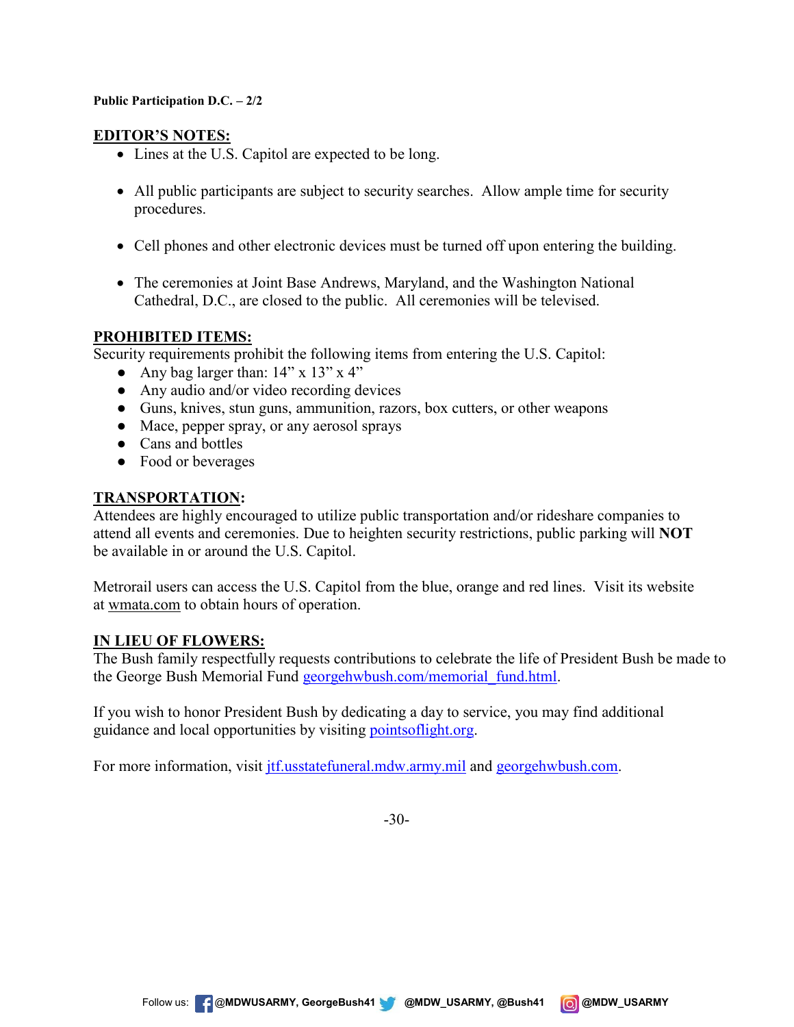**Public Participation D.C. – 2/2**

## EDITOR'S NOTES:

- Lines at the U.S. Capitol are expected to be long.
- All public participants are subject to security searches. Allow ample time for security procedures.
- Cell phones and other electronic devices must be turned off upon entering the building.
- The ceremonies at Joint Base Andrews, Maryland, and the Washington National Cathedral, D.C., are closed to the public. All ceremonies will be televised.

## PROHIBITED ITEMS:

Security requirements prohibit the following items from entering the U.S. Capitol:

- Any bag larger than: 14" x 13" x 4"
- Any audio and/or video recording devices
- Guns, knives, stun guns, ammunition, razors, box cutters, or other weapons
- Mace, pepper spray, or any aerosol sprays
- Cans and bottles
- Food or beverages

## TRANSPORTATION:

Attendees are highly encouraged to utilize public transportation and/or rideshare companies to attend all events and ceremonies. Due to heighten security restrictions, public parking will **NOT** be available in or around the U.S. Capitol.

Metrorail users can access the U.S. Capitol from the blue, orange and red lines. Visit its website at wmata.com to obtain hours of operation.

## IN LIEU OF FLOWERS:

The Bush family respectfully requests contributions to celebrate the life of President Bush be made to the George Bush Memorial Fund georgehwbush.com/memorial_fund.html.

If you wish to honor President Bush by dedicating a day to service, you may find additional guidance and local opportunities by visiting pointsoflight.org.

For more information, visit jtf.usstatefuneral.mdw.army.mil and georgehwbush.com.

-30-

Follow us: @MDWUSARMY, GeorgeBush41 @MDW_USARMY, @Bush41 @MDW_USARMY